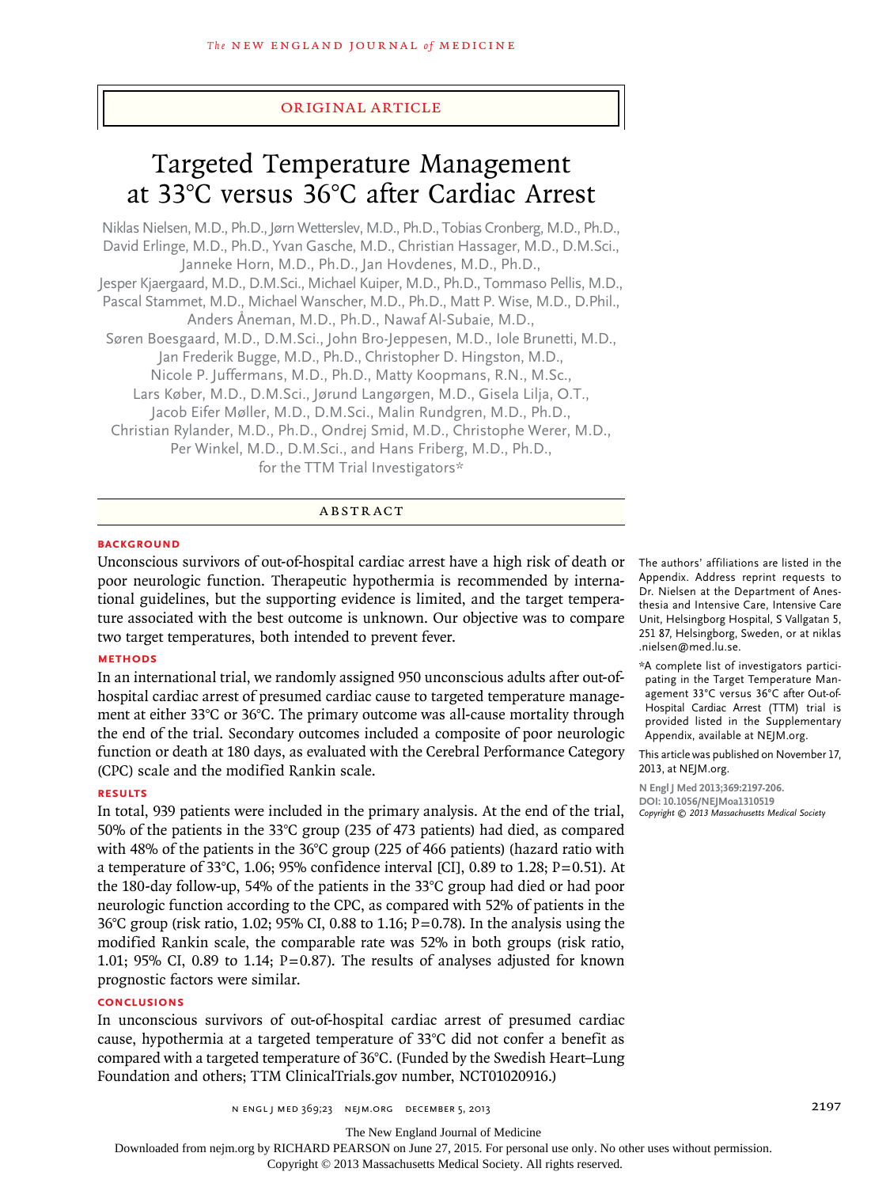ORIGINAL ARTICLE

# Targeted Temperature Management at 33°C versus 36°C after Cardiac Arrest

Niklas Nielsen, M.D., Ph.D., Jørn Wetterslev, M.D., Ph.D., Tobias Cronberg, M.D., Ph.D., David Erlinge, M.D., Ph.D., Yvan Gasche, M.D., Christian Hassager, M.D., D.M.Sci., Janneke Horn, M.D., Ph.D., Jan Hovdenes, M.D., Ph.D., Jesper Kjaergaard, M.D., D.M.Sci., Michael Kuiper, M.D., Ph.D., Tommaso Pellis, M.D., Pascal Stammet, M.D., Michael Wanscher, M.D., Ph.D., Matt P. Wise, M.D., D.Phil., Anders Åneman, M.D., Ph.D., Nawaf Al-Subaie, M.D., Søren Boesgaard, M.D., D.M.Sci., John Bro-Jeppesen, M.D., Iole Brunetti, M.D., Jan Frederik Bugge, M.D., Ph.D., Christopher D. Hingston, M.D., Nicole P. Juffermans, M.D., Ph.D., Matty Koopmans, R.N., M.Sc., Lars Køber, M.D., D.M.Sci., Jørund Langørgen, M.D., Gisela Lilja, O.T., Jacob Eifer Møller, M.D., D.M.Sci., Malin Rundgren, M.D., Ph.D., Christian Rylander, M.D., Ph.D., Ondrej Smid, M.D., Christophe Werer, M.D., Per Winkel, M.D., D.M.Sci., and Hans Friberg, M.D., Ph.D., for the TTM Trial Investigators*

## ABSTRACT

### BACKGROUND

Unconscious survivors of out-of-hospital cardiac arrest have a high risk of death or poor neurologic function. Therapeutic hypothermia is recommended by international guidelines, but the supporting evidence is limited, and the target temperature associated with the best outcome is unknown. Our objective was to compare two target temperatures, both intended to prevent fever.

### METHODS

In an international trial, we randomly assigned 950 unconscious adults after out-of-hospital cardiac arrest of presumed cardiac cause to targeted temperature management at either 33°C or 36°C. The primary outcome was all-cause mortality through the end of the trial. Secondary outcomes included a composite of poor neurologic function or death at 180 days, as evaluated with the Cerebral Performance Category (CPC) scale and the modified Rankin scale.

### RESULTS

In total, 939 patients were included in the primary analysis. At the end of the trial, 50% of the patients in the 33°C group (235 of 473 patients) had died, as compared with 48% of the patients in the 36°C group (225 of 466 patients) (hazard ratio with a temperature of 33°C, 1.06; 95% confidence interval [CI], 0.89 to 1.28; P=0.51). At the 180-day follow-up, 54% of the patients in the 33°C group had died or had poor neurologic function according to the CPC, as compared with 52% of patients in the 36°C group (risk ratio, 1.02; 95% CI, 0.88 to 1.16; P=0.78). In the analysis using the modified Rankin scale, the comparable rate was 52% in both groups (risk ratio, 1.01; 95% CI, 0.89 to 1.14; P=0.87). The results of analyses adjusted for known prognostic factors were similar.

### CONCLUSIONS

In unconscious survivors of out-of-hospital cardiac arrest of presumed cardiac cause, hypothermia at a targeted temperature of 33°C did not confer a benefit as compared with a targeted temperature of 36°C. (Funded by the Swedish Heart–Lung Foundation and others; TTM ClinicalTrials.gov number, NCT01020916.)

The authors' affiliations are listed in the Appendix. Address reprint requests to Dr. Nielsen at the Department of Anesthesia and Intensive Care, Intensive Care Unit, Helsingborg Hospital, S Vallgatan 5, 251 87, Helsingborg, Sweden, or at niklas.nielsen@med.lu.se.

*A complete list of investigators participating in the Target Temperature Management 33°C versus 36°C after Out-of-Hospital Cardiac Arrest (TTM) trial is provided listed in the Supplementary Appendix, available at NEJM.org.

This article was published on November 17, 2013, at NEJM.org.

N Engl J Med 2013;369:2197-206.
DOI: 10.1056/NEJMoa1310519
*Copyright © 2013 Massachusetts Medical Society*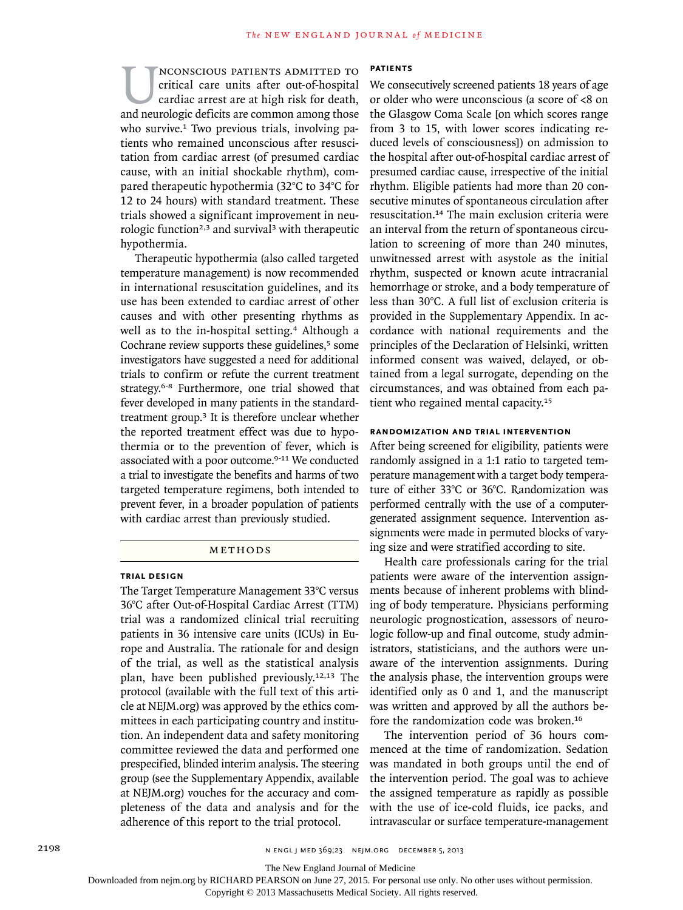Unconscious patients admitted to critical care units after out-of-hospital cardiac arrest are at high risk for death, and neurologic deficits are common among those who survive.[1] Two previous trials, involving patients who remained unconscious after resuscitation from cardiac arrest (of presumed cardiac cause, with an initial shockable rhythm), compared therapeutic hypothermia (32°C to 34°C for 12 to 24 hours) with standard treatment. These trials showed a significant improvement in neurologic function[2,3] and survival[3] with therapeutic hypothermia.

Therapeutic hypothermia (also called targeted temperature management) is now recommended in international resuscitation guidelines, and its use has been extended to cardiac arrest of other causes and with other presenting rhythms as well as to the in-hospital setting.[4] Although a Cochrane review supports these guidelines,[5] some investigators have suggested a need for additional trials to confirm or refute the current treatment strategy.[6-8] Furthermore, one trial showed that fever developed in many patients in the standard-treatment group.[3] It is therefore unclear whether the reported treatment effect was due to hypothermia or to the prevention of fever, which is associated with a poor outcome.[9-11] We conducted a trial to investigate the benefits and harms of two targeted temperature regimens, both intended to prevent fever, in a broader population of patients with cardiac arrest than previously studied.

## Methods

### Trial Design

The Target Temperature Management 33°C versus 36°C after Out-of-Hospital Cardiac Arrest (TTM) trial was a randomized clinical trial recruiting patients in 36 intensive care units (ICUs) in Europe and Australia. The rationale for and design of the trial, as well as the statistical analysis plan, have been published previously.[12,13] The protocol (available with the full text of this article at NEJM.org) was approved by the ethics committees in each participating country and institution. An independent data and safety monitoring committee reviewed the data and performed one prespecified, blinded interim analysis. The steering group (see the Supplementary Appendix, available at NEJM.org) vouches for the accuracy and completeness of the data and analysis and for the adherence of this report to the trial protocol.

### Patients

We consecutively screened patients 18 years of age or older who were unconscious (a score of <8 on the Glasgow Coma Scale [on which scores range from 3 to 15, with lower scores indicating reduced levels of consciousness]) on admission to the hospital after out-of-hospital cardiac arrest of presumed cardiac cause, irrespective of the initial rhythm. Eligible patients had more than 20 consecutive minutes of spontaneous circulation after resuscitation.[14] The main exclusion criteria were an interval from the return of spontaneous circulation to screening of more than 240 minutes, unwitnessed arrest with asystole as the initial rhythm, suspected or known acute intracranial hemorrhage or stroke, and a body temperature of less than 30°C. A full list of exclusion criteria is provided in the Supplementary Appendix. In accordance with national requirements and the principles of the Declaration of Helsinki, written informed consent was waived, delayed, or obtained from a legal surrogate, depending on the circumstances, and was obtained from each patient who regained mental capacity.[15]

### Randomization and Trial Intervention

After being screened for eligibility, patients were randomly assigned in a 1:1 ratio to targeted temperature management with a target body temperature of either 33°C or 36°C. Randomization was performed centrally with the use of a computer-generated assignment sequence. Intervention assignments were made in permuted blocks of varying size and were stratified according to site.

Health care professionals caring for the trial patients were aware of the intervention assignments because of inherent problems with blinding of body temperature. Physicians performing neurologic prognostication, assessors of neurologic follow-up and final outcome, study administrators, statisticians, and the authors were unaware of the intervention assignments. During the analysis phase, the intervention groups were identified only as 0 and 1, and the manuscript was written and approved by all the authors before the randomization code was broken.[16]

The intervention period of 36 hours commenced at the time of randomization. Sedation was mandated in both groups until the end of the intervention period. The goal was to achieve the assigned temperature as rapidly as possible with the use of ice-cold fluids, ice packs, and intravascular or surface temperature-management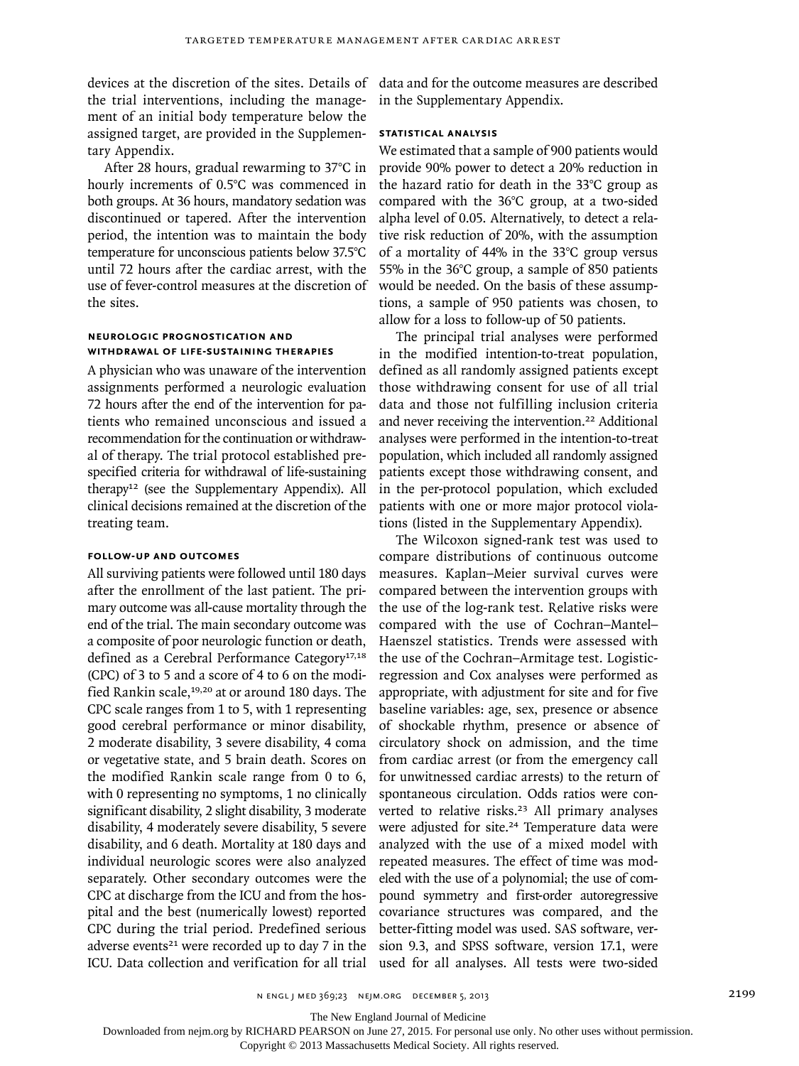devices at the discretion of the sites. Details of the trial interventions, including the management of an initial body temperature below the assigned target, are provided in the Supplementary Appendix.

After 28 hours, gradual rewarming to 37°C in hourly increments of 0.5°C was commenced in both groups. At 36 hours, mandatory sedation was discontinued or tapered. After the intervention period, the intention was to maintain the body temperature for unconscious patients below 37.5°C until 72 hours after the cardiac arrest, with the use of fever-control measures at the discretion of the sites.

### NEUROLOGIC PROGNOSTICATION AND WITHDRAWAL OF LIFE-SUSTAINING THERAPIES

A physician who was unaware of the intervention assignments performed a neurologic evaluation 72 hours after the end of the intervention for patients who remained unconscious and issued a recommendation for the continuation or withdrawal of therapy. The trial protocol established prespecified criteria for withdrawal of life-sustaining therapy[12] (see the Supplementary Appendix). All clinical decisions remained at the discretion of the treating team.

### FOLLOW-UP AND OUTCOMES

All surviving patients were followed until 180 days after the enrollment of the last patient. The primary outcome was all-cause mortality through the end of the trial. The main secondary outcome was a composite of poor neurologic function or death, defined as a Cerebral Performance Category[17,18] (CPC) of 3 to 5 and a score of 4 to 6 on the modified Rankin scale,[19,20] at or around 180 days. The CPC scale ranges from 1 to 5, with 1 representing good cerebral performance or minor disability, 2 moderate disability, 3 severe disability, 4 coma or vegetative state, and 5 brain death. Scores on the modified Rankin scale range from 0 to 6, with 0 representing no symptoms, 1 no clinically significant disability, 2 slight disability, 3 moderate disability, 4 moderately severe disability, 5 severe disability, and 6 death. Mortality at 180 days and individual neurologic scores were also analyzed separately. Other secondary outcomes were the CPC at discharge from the ICU and from the hospital and the best (numerically lowest) reported CPC during the trial period. Predefined serious adverse events[21] were recorded up to day 7 in the ICU. Data collection and verification for all trial data and for the outcome measures are described in the Supplementary Appendix.

### STATISTICAL ANALYSIS

We estimated that a sample of 900 patients would provide 90% power to detect a 20% reduction in the hazard ratio for death in the 33°C group as compared with the 36°C group, at a two-sided alpha level of 0.05. Alternatively, to detect a relative risk reduction of 20%, with the assumption of a mortality of 44% in the 33°C group versus 55% in the 36°C group, a sample of 850 patients would be needed. On the basis of these assumptions, a sample of 950 patients was chosen, to allow for a loss to follow-up of 50 patients.

The principal trial analyses were performed in the modified intention-to-treat population, defined as all randomly assigned patients except those withdrawing consent for use of all trial data and those not fulfilling inclusion criteria and never receiving the intervention.[22] Additional analyses were performed in the intention-to-treat population, which included all randomly assigned patients except those withdrawing consent, and in the per-protocol population, which excluded patients with one or more major protocol violations (listed in the Supplementary Appendix).

The Wilcoxon signed-rank test was used to compare distributions of continuous outcome measures. Kaplan–Meier survival curves were compared between the intervention groups with the use of the log-rank test. Relative risks were compared with the use of Cochran–Mantel–Haenszel statistics. Trends were assessed with the use of the Cochran–Armitage test. Logistic-regression and Cox analyses were performed as appropriate, with adjustment for site and for five baseline variables: age, sex, presence or absence of shockable rhythm, presence or absence of circulatory shock on admission, and the time from cardiac arrest (or from the emergency call for unwitnessed cardiac arrests) to the return of spontaneous circulation. Odds ratios were converted to relative risks.[23] All primary analyses were adjusted for site.[24] Temperature data were analyzed with the use of a mixed model with repeated measures. The effect of time was modeled with the use of a polynomial; the use of compound symmetry and first-order autoregressive covariance structures was compared, and the better-fitting model was used. SAS software, version 9.3, and SPSS software, version 17.1, were used for all analyses. All tests were two-sided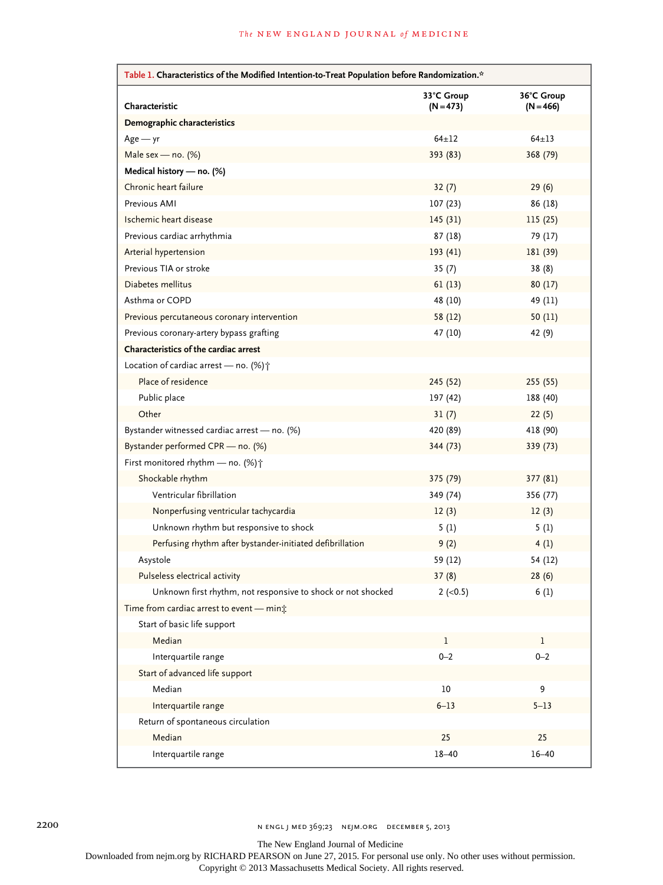**Table 1. Characteristics of the Modified Intention-to-Treat Population before Randomization.***

| Characteristic | 33°C Group (N=473) | 36°C Group (N=466) |
|---|---|---|
| **Demographic characteristics** | | |
| Age — yr | 64±12 | 64±13 |
| Male sex — no. (%) | 393 (83) | 368 (79) |
| **Medical history — no. (%)** | | |
| Chronic heart failure | 32 (7) | 29 (6) |
| Previous AMI | 107 (23) | 86 (18) |
| Ischemic heart disease | 145 (31) | 115 (25) |
| Previous cardiac arrhythmia | 87 (18) | 79 (17) |
| Arterial hypertension | 193 (41) | 181 (39) |
| Previous TIA or stroke | 35 (7) | 38 (8) |
| Diabetes mellitus | 61 (13) | 80 (17) |
| Asthma or COPD | 48 (10) | 49 (11) |
| Previous percutaneous coronary intervention | 58 (12) | 50 (11) |
| Previous coronary-artery bypass grafting | 47 (10) | 42 (9) |
| **Characteristics of the cardiac arrest** | | |
| Location of cardiac arrest — no. (%)† | | |
| Place of residence | 245 (52) | 255 (55) |
| Public place | 197 (42) | 188 (40) |
| Other | 31 (7) | 22 (5) |
| Bystander witnessed cardiac arrest — no. (%) | 420 (89) | 418 (90) |
| Bystander performed CPR — no. (%) | 344 (73) | 339 (73) |
| First monitored rhythm — no. (%)† | | |
| Shockable rhythm | 375 (79) | 377 (81) |
| Ventricular fibrillation | 349 (74) | 356 (77) |
| Nonperfusing ventricular tachycardia | 12 (3) | 12 (3) |
| Unknown rhythm but responsive to shock | 5 (1) | 5 (1) |
| Perfusing rhythm after bystander-initiated defibrillation | 9 (2) | 4 (1) |
| Asystole | 59 (12) | 54 (12) |
| Pulseless electrical activity | 37 (8) | 28 (6) |
| Unknown first rhythm, not responsive to shock or not shocked | 2 (<0.5) | 6 (1) |
| Time from cardiac arrest to event — min‡ | | |
| Start of basic life support | | |
| Median | 1 | 1 |
| Interquartile range | 0–2 | 0–2 |
| Start of advanced life support | | |
| Median | 10 | 9 |
| Interquartile range | 6–13 | 5–13 |
| Return of spontaneous circulation | | |
| Median | 25 | 25 |
| Interquartile range | 18–40 | 16–40 |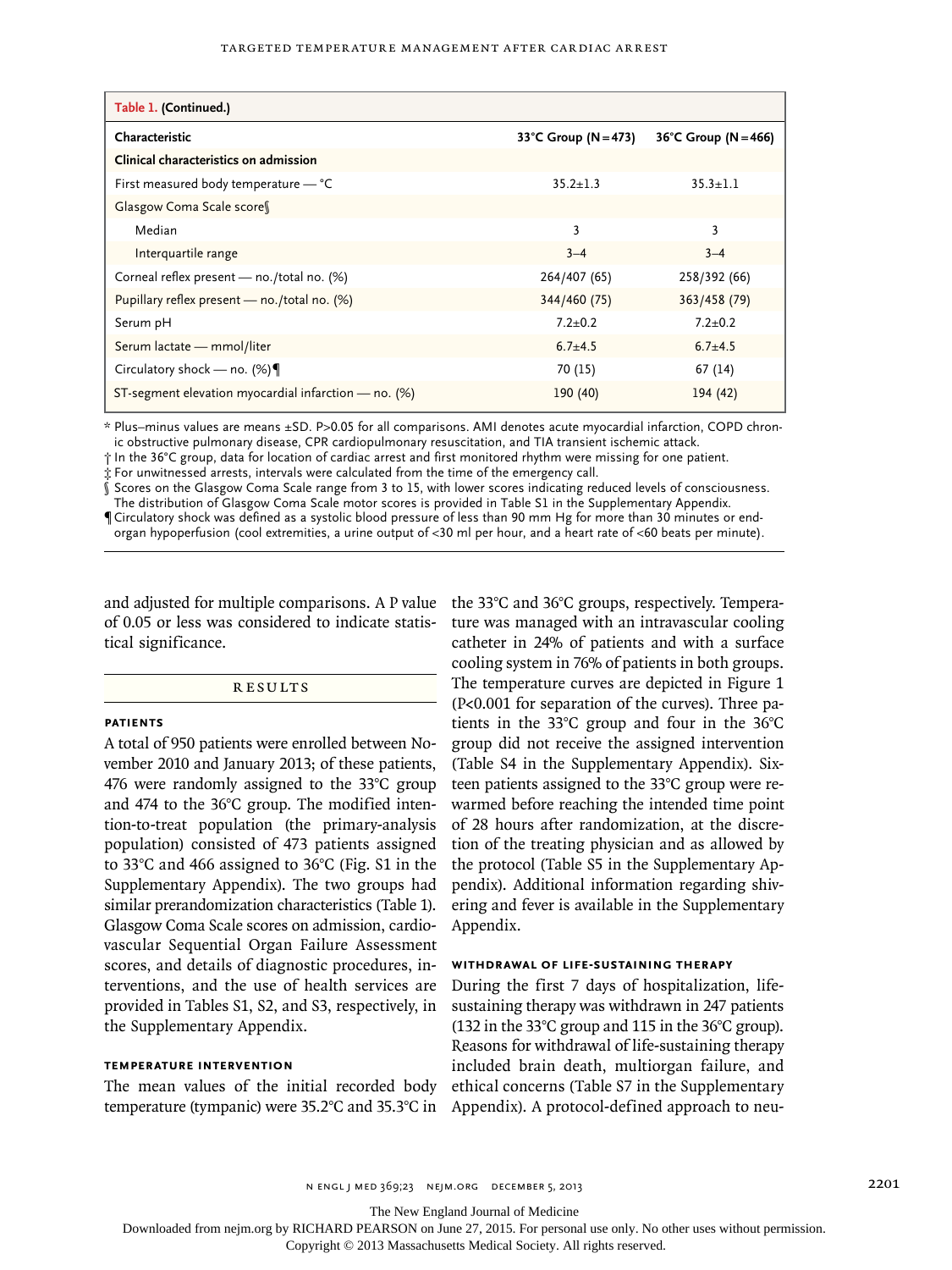**Table 1. (Continued.)**

| Characteristic | 33°C Group (N=473) | 36°C Group (N=466) |
|---|---|---|
| **Clinical characteristics on admission** | | |
| First measured body temperature — °C | 35.2±1.3 | 35.3±1.1 |
| Glasgow Coma Scale score§ | | |
| Median | 3 | 3 |
| Interquartile range | 3–4 | 3–4 |
| Corneal reflex present — no./total no. (%) | 264/407 (65) | 258/392 (66) |
| Pupillary reflex present — no./total no. (%) | 344/460 (75) | 363/458 (79) |
| Serum pH | 7.2±0.2 | 7.2±0.2 |
| Serum lactate — mmol/liter | 6.7±4.5 | 6.7±4.5 |
| Circulatory shock — no. (%)¶ | 70 (15) | 67 (14) |
| ST-segment elevation myocardial infarction — no. (%) | 190 (40) | 194 (42) |

\* Plus–minus values are means ±SD. P>0.05 for all comparisons. AMI denotes acute myocardial infarction, COPD chronic obstructive pulmonary disease, CPR cardiopulmonary resuscitation, and TIA transient ischemic attack.

† In the 36°C group, data for location of cardiac arrest and first monitored rhythm were missing for one patient.

‡ For unwitnessed arrests, intervals were calculated from the time of the emergency call.

§ Scores on the Glasgow Coma Scale range from 3 to 15, with lower scores indicating reduced levels of consciousness. The distribution of Glasgow Coma Scale motor scores is provided in Table S1 in the Supplementary Appendix.

¶ Circulatory shock was defined as a systolic blood pressure of less than 90 mm Hg for more than 30 minutes or end-organ hypoperfusion (cool extremities, a urine output of <30 ml per hour, and a heart rate of <60 beats per minute).

and adjusted for multiple comparisons. A P value of 0.05 or less was considered to indicate statistical significance.

## RESULTS

### PATIENTS

A total of 950 patients were enrolled between November 2010 and January 2013; of these patients, 476 were randomly assigned to the 33°C group and 474 to the 36°C group. The modified intention-to-treat population (the primary-analysis population) consisted of 473 patients assigned to 33°C and 466 assigned to 36°C (Fig. S1 in the Supplementary Appendix). The two groups had similar prerandomization characteristics (Table 1). Glasgow Coma Scale scores on admission, cardiovascular Sequential Organ Failure Assessment scores, and details of diagnostic procedures, interventions, and the use of health services are provided in Tables S1, S2, and S3, respectively, in the Supplementary Appendix.

### TEMPERATURE INTERVENTION

The mean values of the initial recorded body temperature (tympanic) were 35.2°C and 35.3°C in the 33°C and 36°C groups, respectively. Temperature was managed with an intravascular cooling catheter in 24% of patients and with a surface cooling system in 76% of patients in both groups. The temperature curves are depicted in Figure 1 (P<0.001 for separation of the curves). Three patients in the 33°C group and four in the 36°C group did not receive the assigned intervention (Table S4 in the Supplementary Appendix). Sixteen patients assigned to the 33°C group were rewarmed before reaching the intended time point of 28 hours after randomization, at the discretion of the treating physician and as allowed by the protocol (Table S5 in the Supplementary Appendix). Additional information regarding shivering and fever is available in the Supplementary Appendix.

### WITHDRAWAL OF LIFE-SUSTAINING THERAPY

During the first 7 days of hospitalization, life-sustaining therapy was withdrawn in 247 patients (132 in the 33°C group and 115 in the 36°C group). Reasons for withdrawal of life-sustaining therapy included brain death, multiorgan failure, and ethical concerns (Table S7 in the Supplementary Appendix). A protocol-defined approach to neu-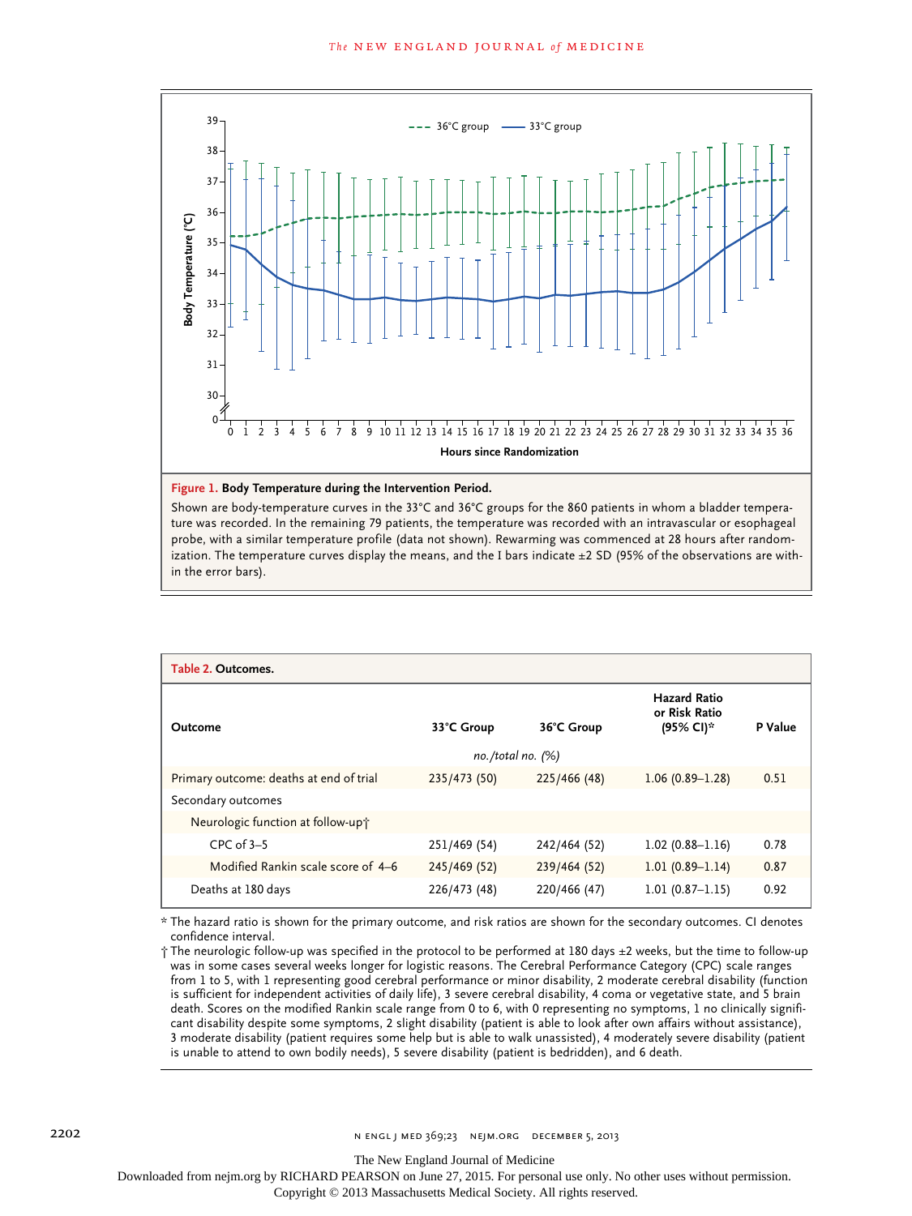**Figure 1. Body Temperature during the Intervention Period.**

Shown are body-temperature curves in the 33°C and 36°C groups for the 860 patients in whom a bladder temperature was recorded. In the remaining 79 patients, the temperature was recorded with an intravascular or esophageal probe, with a similar temperature profile (data not shown). Rewarming was commenced at 28 hours after randomization. The temperature curves display the means, and the I bars indicate ±2 SD (95% of the observations are within the error bars).

**Table 2. Outcomes.**

| Outcome | 33°C Group | 36°C Group | Hazard Ratio or Risk Ratio (95% CI)* | P Value |
|---|---|---|---|---|
| | *no./total no. (%)* | | | |
| Primary outcome: deaths at end of trial | 235/473 (50) | 225/466 (48) | 1.06 (0.89–1.28) | 0.51 |
| Secondary outcomes | | | | |
| Neurologic function at follow-up† | | | | |
| CPC of 3–5 | 251/469 (54) | 242/464 (52) | 1.02 (0.88–1.16) | 0.78 |
| Modified Rankin scale score of 4–6 | 245/469 (52) | 239/464 (52) | 1.01 (0.89–1.14) | 0.87 |
| Deaths at 180 days | 226/473 (48) | 220/466 (47) | 1.01 (0.87–1.15) | 0.92 |

\* The hazard ratio is shown for the primary outcome, and risk ratios are shown for the secondary outcomes. CI denotes confidence interval.

† The neurologic follow-up was specified in the protocol to be performed at 180 days ±2 weeks, but the time to follow-up was in some cases several weeks longer for logistic reasons. The Cerebral Performance Category (CPC) scale ranges from 1 to 5, with 1 representing good cerebral performance or minor disability, 2 moderate cerebral disability (function is sufficient for independent activities of daily life), 3 severe cerebral disability, 4 coma or vegetative state, and 5 brain death. Scores on the modified Rankin scale range from 0 to 6, with 0 representing no symptoms, 1 no clinically significant disability despite some symptoms, 2 slight disability (patient is able to look after own affairs without assistance), 3 moderate disability (patient requires some help but is able to walk unassisted), 4 moderately severe disability (patient is unable to attend to own bodily needs), 5 severe disability (patient is bedridden), and 6 death.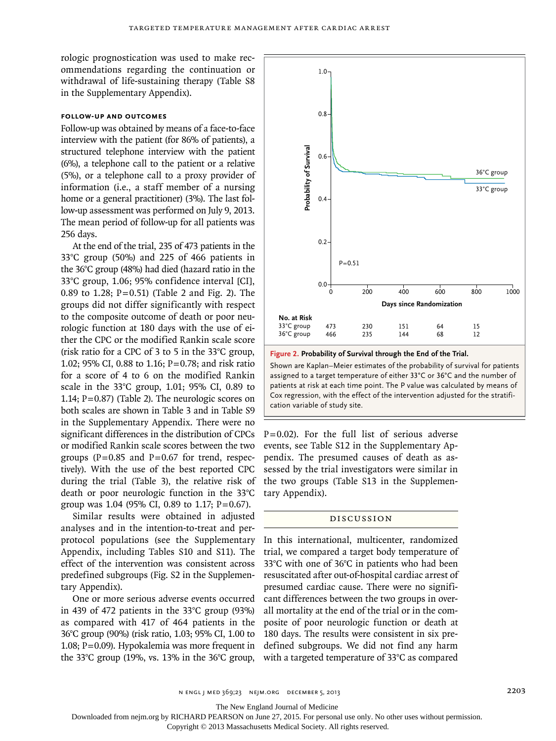rologic prognostication was used to make recommendations regarding the continuation or withdrawal of life-sustaining therapy (Table S8 in the Supplementary Appendix).

### FOLLOW-UP AND OUTCOMES

Follow-up was obtained by means of a face-to-face interview with the patient (for 86% of patients), a structured telephone interview with the patient (6%), a telephone call to the patient or a relative (5%), or a telephone call to a proxy provider of information (i.e., a staff member of a nursing home or a general practitioner) (3%). The last follow-up assessment was performed on July 9, 2013. The mean period of follow-up for all patients was 256 days.

At the end of the trial, 235 of 473 patients in the 33°C group (50%) and 225 of 466 patients in the 36°C group (48%) had died (hazard ratio in the 33°C group, 1.06; 95% confidence interval [CI], 0.89 to 1.28; P=0.51) (Table 2 and Fig. 2). The groups did not differ significantly with respect to the composite outcome of death or poor neurologic function at 180 days with the use of either the CPC or the modified Rankin scale score (risk ratio for a CPC of 3 to 5 in the 33°C group, 1.02; 95% CI, 0.88 to 1.16; P=0.78; and risk ratio for a score of 4 to 6 on the modified Rankin scale in the 33°C group, 1.01; 95% CI, 0.89 to 1.14; P=0.87) (Table 2). The neurologic scores on both scales are shown in Table 3 and in Table S9 in the Supplementary Appendix. There were no significant differences in the distribution of CPCs or modified Rankin scale scores between the two groups (P=0.85 and P=0.67 for trend, respectively). With the use of the best reported CPC during the trial (Table 3), the relative risk of death or poor neurologic function in the 33°C group was 1.04 (95% CI, 0.89 to 1.17; P=0.67).

Similar results were obtained in adjusted analyses and in the intention-to-treat and per-protocol populations (see the Supplementary Appendix, including Tables S10 and S11). The effect of the intervention was consistent across predefined subgroups (Fig. S2 in the Supplementary Appendix).

One or more serious adverse events occurred in 439 of 472 patients in the 33°C group (93%) as compared with 417 of 464 patients in the 36°C group (90%) (risk ratio, 1.03; 95% CI, 1.00 to 1.08; P=0.09). Hypokalemia was more frequent in the 33°C group (19%, vs. 13% in the 36°C group, P=0.02). For the full list of serious adverse events, see Table S12 in the Supplementary Appendix. The presumed causes of death as assessed by the trial investigators were similar in the two groups (Table S13 in the Supplementary Appendix).

No. at Risk

| Days since Randomization | 0 | 200 | 400 | 600 | 800 |
|---|---|---|---|---|---|
| 33°C group | 473 | 230 | 151 | 64 | 15 |
| 36°C group | 466 | 235 | 144 | 68 | 12 |

**Figure 2. Probability of Survival through the End of the Trial.**

Shown are Kaplan–Meier estimates of the probability of survival for patients assigned to a target temperature of either 33°C or 36°C and the number of patients at risk at each time point. The P value was calculated by means of Cox regression, with the effect of the intervention adjusted for the stratification variable of study site.

## DISCUSSION

In this international, multicenter, randomized trial, we compared a target body temperature of 33°C with one of 36°C in patients who had been resuscitated after out-of-hospital cardiac arrest of presumed cardiac cause. There were no significant differences between the two groups in overall mortality at the end of the trial or in the composite of poor neurologic function or death at 180 days. The results were consistent in six predefined subgroups. We did not find any harm with a targeted temperature of 33°C as compared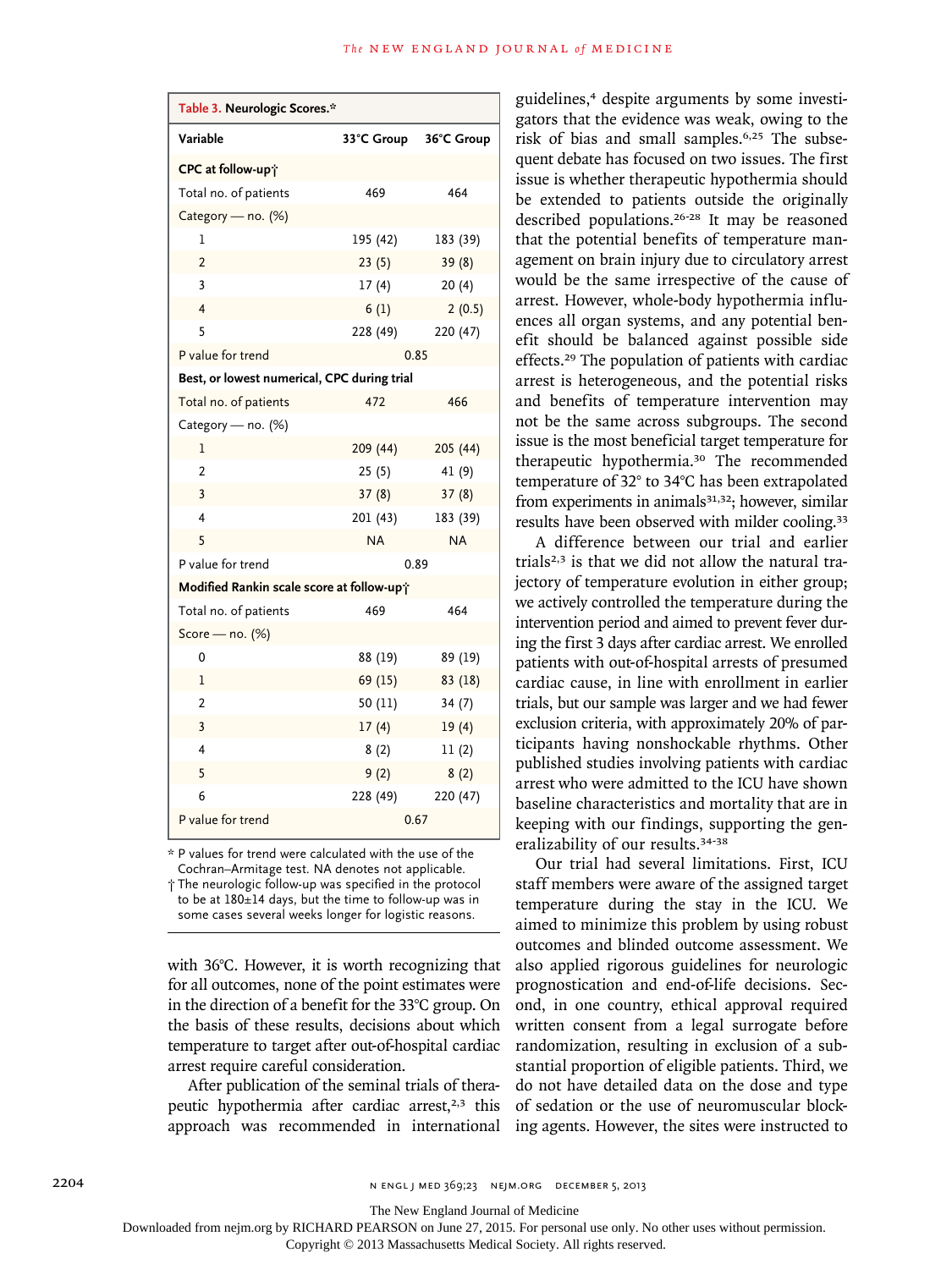**Table 3. Neurologic Scores.***

| Variable | 33°C Group | 36°C Group |
|---|---|---|
| **CPC at follow-up†** | | |
| Total no. of patients | 469 | 464 |
| Category — no. (%) | | |
| 1 | 195 (42) | 183 (39) |
| 2 | 23 (5) | 39 (8) |
| 3 | 17 (4) | 20 (4) |
| 4 | 6 (1) | 2 (0.5) |
| 5 | 228 (49) | 220 (47) |
| P value for trend | 0.85 | |
| **Best, or lowest numerical, CPC during trial** | | |
| Total no. of patients | 472 | 466 |
| Category — no. (%) | | |
| 1 | 209 (44) | 205 (44) |
| 2 | 25 (5) | 41 (9) |
| 3 | 37 (8) | 37 (8) |
| 4 | 201 (43) | 183 (39) |
| 5 | NA | NA |
| P value for trend | 0.89 | |
| **Modified Rankin scale score at follow-up†** | | |
| Total no. of patients | 469 | 464 |
| Score — no. (%) | | |
| 0 | 88 (19) | 89 (19) |
| 1 | 69 (15) | 83 (18) |
| 2 | 50 (11) | 34 (7) |
| 3 | 17 (4) | 19 (4) |
| 4 | 8 (2) | 11 (2) |
| 5 | 9 (2) | 8 (2) |
| 6 | 228 (49) | 220 (47) |
| P value for trend | 0.67 | |

\* P values for trend were calculated with the use of the Cochran–Armitage test. NA denotes not applicable.

† The neurologic follow-up was specified in the protocol to be at 180±14 days, but the time to follow-up was in some cases several weeks longer for logistic reasons.

with 36°C. However, it is worth recognizing that for all outcomes, none of the point estimates were in the direction of a benefit for the 33°C group. On the basis of these results, decisions about which temperature to target after out-of-hospital cardiac arrest require careful consideration.

After publication of the seminal trials of therapeutic hypothermia after cardiac arrest,[2,3] this approach was recommended in international guidelines,[4] despite arguments by some investigators that the evidence was weak, owing to the risk of bias and small samples.[6,25] The subsequent debate has focused on two issues. The first issue is whether therapeutic hypothermia should be extended to patients outside the originally described populations.[26-28] It may be reasoned that the potential benefits of temperature management on brain injury due to circulatory arrest would be the same irrespective of the cause of arrest. However, whole-body hypothermia influences all organ systems, and any potential benefit should be balanced against possible side effects.[29] The population of patients with cardiac arrest is heterogeneous, and the potential risks and benefits of temperature intervention may not be the same across subgroups. The second issue is the most beneficial target temperature for therapeutic hypothermia.[30] The recommended temperature of 32° to 34°C has been extrapolated from experiments in animals[31,32]; however, similar results have been observed with milder cooling.[33]

A difference between our trial and earlier trials[2,3] is that we did not allow the natural trajectory of temperature evolution in either group; we actively controlled the temperature during the intervention period and aimed to prevent fever during the first 3 days after cardiac arrest. We enrolled patients with out-of-hospital arrests of presumed cardiac cause, in line with enrollment in earlier trials, but our sample was larger and we had fewer exclusion criteria, with approximately 20% of participants having nonshockable rhythms. Other published studies involving patients with cardiac arrest who were admitted to the ICU have shown baseline characteristics and mortality that are in keeping with our findings, supporting the generalizability of our results.[34-38]

Our trial had several limitations. First, ICU staff members were aware of the assigned target temperature during the stay in the ICU. We aimed to minimize this problem by using robust outcomes and blinded outcome assessment. We also applied rigorous guidelines for neurologic prognostication and end-of-life decisions. Second, in one country, ethical approval required written consent from a legal surrogate before randomization, resulting in exclusion of a substantial proportion of eligible patients. Third, we do not have detailed data on the dose and type of sedation or the use of neuromuscular blocking agents. However, the sites were instructed to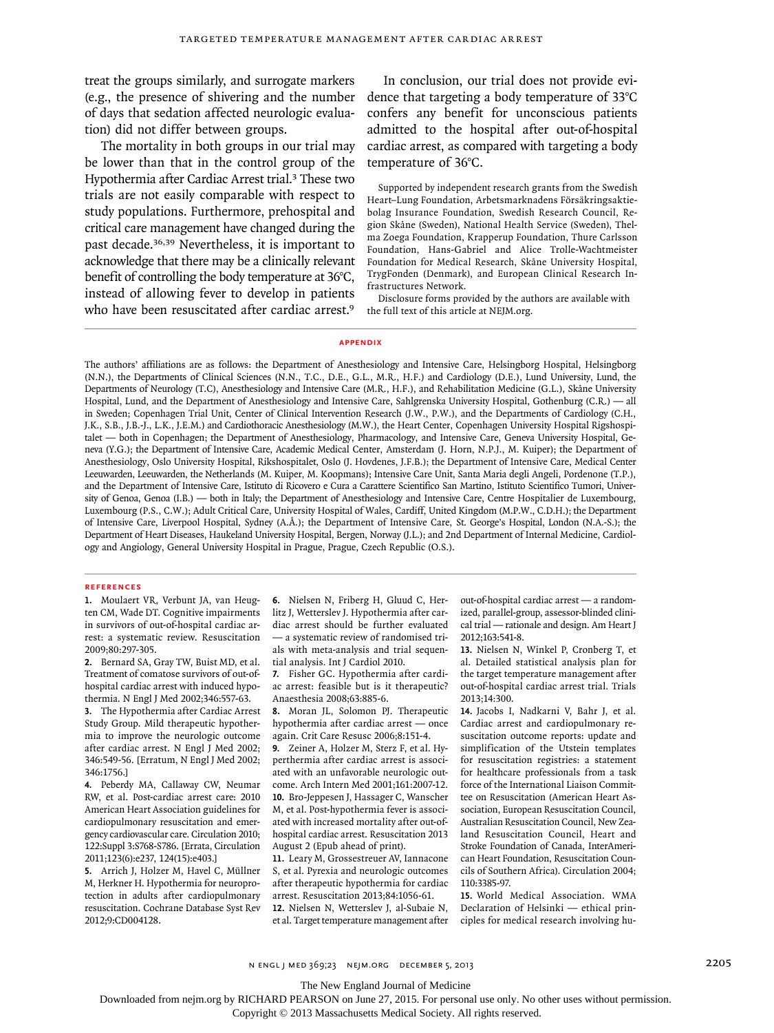treat the groups similarly, and surrogate markers (e.g., the presence of shivering and the number of days that sedation affected neurologic evaluation) did not differ between groups.

The mortality in both groups in our trial may be lower than that in the control group of the Hypothermia after Cardiac Arrest trial.[3] These two trials are not easily comparable with respect to study populations. Furthermore, prehospital and critical care management have changed during the past decade.[36,39] Nevertheless, it is important to acknowledge that there may be a clinically relevant benefit of controlling the body temperature at 36°C, instead of allowing fever to develop in patients who have been resuscitated after cardiac arrest.[9]

In conclusion, our trial does not provide evidence that targeting a body temperature of 33°C confers any benefit for unconscious patients admitted to the hospital after out-of-hospital cardiac arrest, as compared with targeting a body temperature of 36°C.

Supported by independent research grants from the Swedish Heart–Lung Foundation, Arbetsmarknadens Försäkringsaktiebolag Insurance Foundation, Swedish Research Council, Region Skåne (Sweden), National Health Service (Sweden), Thelma Zoega Foundation, Krapperup Foundation, Thure Carlsson Foundation, Hans-Gabriel and Alice Trolle-Wachtmeister Foundation for Medical Research, Skåne University Hospital, TrygFonden (Denmark), and European Clinical Research Infrastructures Network.

Disclosure forms provided by the authors are available with the full text of this article at NEJM.org.

## Appendix

The authors' affiliations are as follows: the Department of Anesthesiology and Intensive Care, Helsingborg Hospital, Helsingborg (N.N.), the Departments of Clinical Sciences (N.N., T.C., D.E., G.L., M.R., H.F.) and Cardiology (D.E.), Lund University, Lund, the Departments of Neurology (T.C), Anesthesiology and Intensive Care (M.R., H.F.), and Rehabilitation Medicine (G.L.), Skåne University Hospital, Lund, and the Department of Anesthesiology and Intensive Care, Sahlgrenska University Hospital, Gothenburg (C.R.) — all in Sweden; Copenhagen Trial Unit, Center of Clinical Intervention Research (J.W., P.W.), and the Departments of Cardiology (C.H., J.K., S.B., J.B.-J., L.K., J.E.M.) and Cardiothoracic Anesthesiology (M.W.), the Heart Center, Copenhagen University Hospital Rigshospitalet — both in Copenhagen; the Department of Anesthesiology, Pharmacology, and Intensive Care, Geneva University Hospital, Geneva (Y.G.); the Department of Intensive Care, Academic Medical Center, Amsterdam (J. Horn, N.P.J., M. Kuiper); the Department of Anesthesiology, Oslo University Hospital, Rikshospitalet, Oslo (J. Hovdenes, J.F.B.); the Department of Intensive Care, Medical Center Leeuwarden, Leeuwarden, the Netherlands (M. Kuiper, M. Koopmans); Intensive Care Unit, Santa Maria degli Angeli, Pordenone (T.P.), and the Department of Intensive Care, Istituto di Ricovero e Cura a Carattere Scientifico San Martino, Istituto Scientifico Tumori, University of Genoa, Genoa (I.B.) — both in Italy; the Department of Anesthesiology and Intensive Care, Centre Hospitalier de Luxembourg, Luxembourg (P.S., C.W.); Adult Critical Care, University Hospital of Wales, Cardiff, United Kingdom (M.P.W., C.D.H.); the Department of Intensive Care, Liverpool Hospital, Sydney (A.Å.); the Department of Intensive Care, St. George's Hospital, London (N.A.-S.); the Department of Heart Diseases, Haukeland University Hospital, Bergen, Norway (J.L.); and 2nd Department of Internal Medicine, Cardiology and Angiology, General University Hospital in Prague, Prague, Czech Republic (O.S.).

## References

1. Moulaert VR, Verbunt JA, van Heugten CM, Wade DT. Cognitive impairments in survivors of out-of-hospital cardiac arrest: a systematic review. Resuscitation 2009;80:297-305.
2. Bernard SA, Gray TW, Buist MD, et al. Treatment of comatose survivors of out-of-hospital cardiac arrest with induced hypothermia. N Engl J Med 2002;346:557-63.
3. The Hypothermia after Cardiac Arrest Study Group. Mild therapeutic hypothermia to improve the neurologic outcome after cardiac arrest. N Engl J Med 2002; 346:549-56. [Erratum, N Engl J Med 2002; 346:1756.]
4. Peberdy MA, Callaway CW, Neumar RW, et al. Post-cardiac arrest care: 2010 American Heart Association guidelines for cardiopulmonary resuscitation and emergency cardiovascular care. Circulation 2010; 122:Suppl 3:S768-S786. [Errata, Circulation 2011;123(6):e237, 124(15):e403.]
5. Arrich J, Holzer M, Havel C, Müllner M, Herkner H. Hypothermia for neuroprotection in adults after cardiopulmonary resuscitation. Cochrane Database Syst Rev 2012;9:CD004128.
6. Nielsen N, Friberg H, Gluud C, Herlitz J, Wetterslev J. Hypothermia after cardiac arrest should be further evaluated — a systematic review of randomised trials with meta-analysis and trial sequential analysis. Int J Cardiol 2010.
7. Fisher GC. Hypothermia after cardiac arrest: feasible but is it therapeutic? Anaesthesia 2008;63:885-6.
8. Moran JL, Solomon PJ. Therapeutic hypothermia after cardiac arrest — once again. Crit Care Resusc 2006;8:151-4.
9. Zeiner A, Holzer M, Sterz F, et al. Hyperthermia after cardiac arrest is associated with an unfavorable neurologic outcome. Arch Intern Med 2001;161:2007-12.
10. Bro-Jeppesen J, Hassager C, Wanscher M, et al. Post-hypothermia fever is associated with increased mortality after out-of-hospital cardiac arrest. Resuscitation 2013 August 2 (Epub ahead of print).
11. Leary M, Grossestreuer AV, Iannacone S, et al. Pyrexia and neurologic outcomes after therapeutic hypothermia for cardiac arrest. Resuscitation 2013;84:1056-61.
12. Nielsen N, Wetterslev J, al-Subaie N, et al. Target temperature management after out-of-hospital cardiac arrest — a randomized, parallel-group, assessor-blinded clinical trial — rationale and design. Am Heart J 2012;163:541-8.
13. Nielsen N, Winkel P, Cronberg T, et al. Detailed statistical analysis plan for the target temperature management after out-of-hospital cardiac arrest trial. Trials 2013;14:300.
14. Jacobs I, Nadkarni V, Bahr J, et al. Cardiac arrest and cardiopulmonary resuscitation outcome reports: update and simplification of the Utstein templates for resuscitation registries: a statement for healthcare professionals from a task force of the International Liaison Committee on Resuscitation (American Heart Association, European Resuscitation Council, Australian Resuscitation Council, New Zealand Resuscitation Council, Heart and Stroke Foundation of Canada, InterAmerican Heart Foundation, Resuscitation Councils of Southern Africa). Circulation 2004; 110:3385-97.
15. World Medical Association. WMA Declaration of Helsinki — ethical principles for medical research involving hu-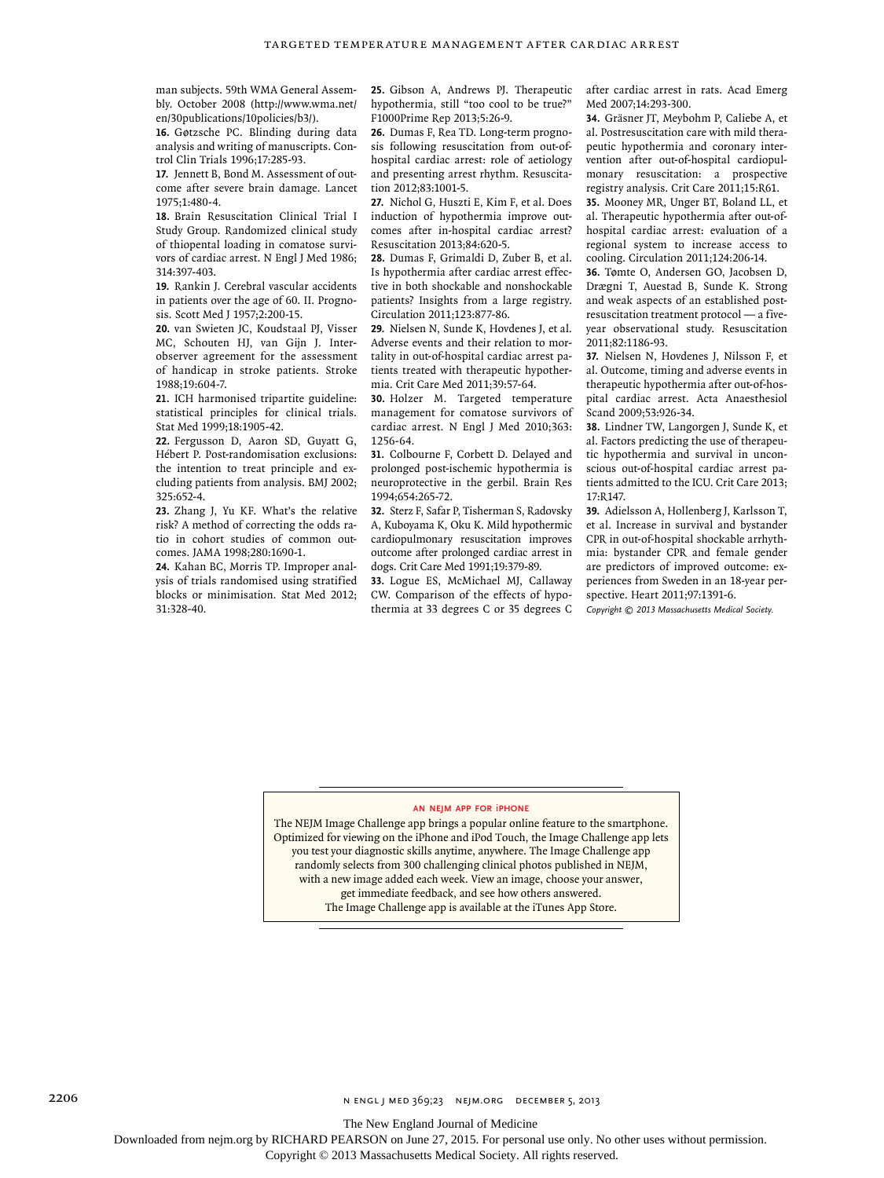man subjects. 59th WMA General Assembly. October 2008 (http://www.wma.net/en/30publications/10policies/b3/).

**16.** Gøtzsche PC. Blinding during data analysis and writing of manuscripts. Control Clin Trials 1996;17:285-93.

**17.** Jennett B, Bond M. Assessment of outcome after severe brain damage. Lancet 1975;1:480-4.

**18.** Brain Resuscitation Clinical Trial I Study Group. Randomized clinical study of thiopental loading in comatose survivors of cardiac arrest. N Engl J Med 1986; 314:397-403.

**19.** Rankin J. Cerebral vascular accidents in patients over the age of 60. II. Prognosis. Scott Med J 1957;2:200-15.

**20.** van Swieten JC, Koudstaal PJ, Visser MC, Schouten HJ, van Gijn J. Interobserver agreement for the assessment of handicap in stroke patients. Stroke 1988;19:604-7.

**21.** ICH harmonised tripartite guideline: statistical principles for clinical trials. Stat Med 1999;18:1905-42.

**22.** Fergusson D, Aaron SD, Guyatt G, Hébert P. Post-randomisation exclusions: the intention to treat principle and excluding patients from analysis. BMJ 2002; 325:652-4.

**23.** Zhang J, Yu KF. What's the relative risk? A method of correcting the odds ratio in cohort studies of common outcomes. JAMA 1998;280:1690-1.

**24.** Kahan BC, Morris TP. Improper analysis of trials randomised using stratified blocks or minimisation. Stat Med 2012; 31:328-40.

**25.** Gibson A, Andrews PJ. Therapeutic hypothermia, still "too cool to be true?" F1000Prime Rep 2013;5:26-9.

**26.** Dumas F, Rea TD. Long-term prognosis following resuscitation from out-of-hospital cardiac arrest: role of aetiology and presenting arrest rhythm. Resuscitation 2012;83:1001-5.

**27.** Nichol G, Huszti E, Kim F, et al. Does induction of hypothermia improve outcomes after in-hospital cardiac arrest? Resuscitation 2013;84:620-5.

**28.** Dumas F, Grimaldi D, Zuber B, et al. Is hypothermia after cardiac arrest effective in both shockable and nonshockable patients? Insights from a large registry. Circulation 2011;123:877-86.

**29.** Nielsen N, Sunde K, Hovdenes J, et al. Adverse events and their relation to mortality in out-of-hospital cardiac arrest patients treated with therapeutic hypothermia. Crit Care Med 2011;39:57-64.

**30.** Holzer M. Targeted temperature management for comatose survivors of cardiac arrest. N Engl J Med 2010;363: 1256-64.

**31.** Colbourne F, Corbett D. Delayed and prolonged post-ischemic hypothermia is neuroprotective in the gerbil. Brain Res 1994;654:265-72.

**32.** Sterz F, Safar P, Tisherman S, Radovsky A, Kuboyama K, Oku K. Mild hypothermic cardiopulmonary resuscitation improves outcome after prolonged cardiac arrest in dogs. Crit Care Med 1991;19:379-89.

**33.** Logue ES, McMichael MJ, Callaway CW. Comparison of the effects of hypothermia at 33 degrees C or 35 degrees C after cardiac arrest in rats. Acad Emerg Med 2007;14:293-300.

**34.** Gräsner JT, Meybohm P, Caliebe A, et al. Postresuscitation care with mild therapeutic hypothermia and coronary intervention after out-of-hospital cardiopulmonary resuscitation: a prospective registry analysis. Crit Care 2011;15:R61.

**35.** Mooney MR, Unger BT, Boland LL, et al. Therapeutic hypothermia after out-of-hospital cardiac arrest: evaluation of a regional system to increase access to cooling. Circulation 2011;124:206-14.

**36.** Tømte O, Andersen GO, Jacobsen D, Drægni T, Auestad B, Sunde K. Strong and weak aspects of an established post-resuscitation treatment protocol — a five-year observational study. Resuscitation 2011;82:1186-93.

**37.** Nielsen N, Hovdenes J, Nilsson F, et al. Outcome, timing and adverse events in therapeutic hypothermia after out-of-hospital cardiac arrest. Acta Anaesthesiol Scand 2009;53:926-34.

**38.** Lindner TW, Langorgen J, Sunde K, et al. Factors predicting the use of therapeutic hypothermia and survival in unconscious out-of-hospital cardiac arrest patients admitted to the ICU. Crit Care 2013; 17:R147.

**39.** Adielsson A, Hollenberg J, Karlsson T, et al. Increase in survival and bystander CPR in out-of-hospital shockable arrhythmia: bystander CPR and female gender are predictors of improved outcome: experiences from Sweden in an 18-year perspective. Heart 2011;97:1391-6.

*Copyright © 2013 Massachusetts Medical Society.*

AN NEJM APP FOR iPHONE

The NEJM Image Challenge app brings a popular online feature to the smartphone. Optimized for viewing on the iPhone and iPod Touch, the Image Challenge app lets you test your diagnostic skills anytime, anywhere. The Image Challenge app randomly selects from 300 challenging clinical photos published in NEJM, with a new image added each week. View an image, choose your answer, get immediate feedback, and see how others answered. The Image Challenge app is available at the iTunes App Store.